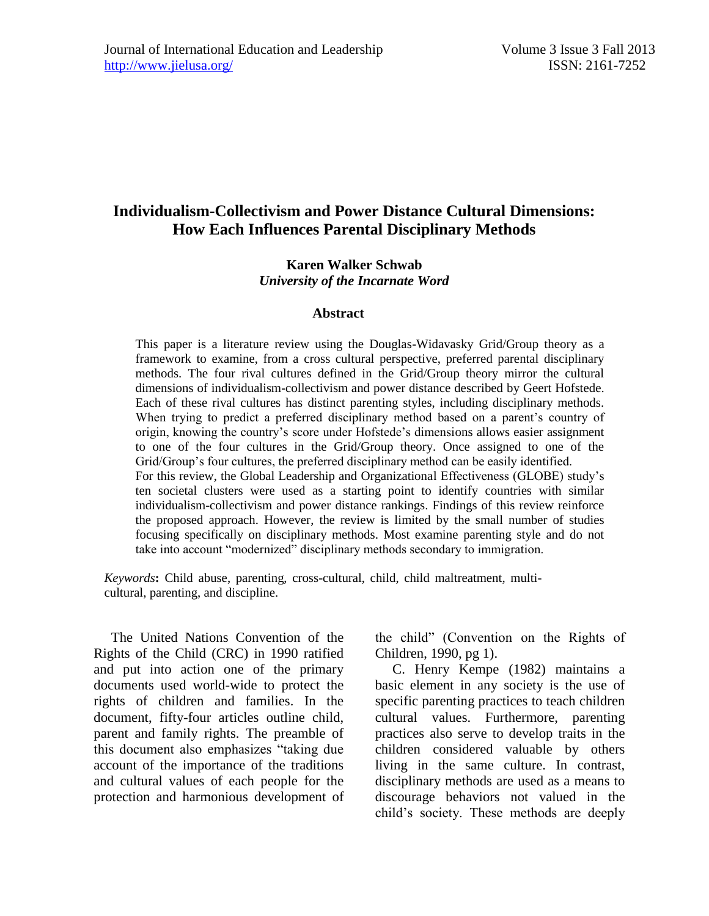# Individualism-Collectivism and Power Distance Cultural Dimensions: How Each Influences Parental Disciplinary Methods

**Karen Walker Schwab**
*University of the Incarnate Word*

## Abstract

This paper is a literature review using the Douglas-Widavasky Grid/Group theory as a framework to examine, from a cross cultural perspective, preferred parental disciplinary methods. The four rival cultures defined in the Grid/Group theory mirror the cultural dimensions of individualism-collectivism and power distance described by Geert Hofstede. Each of these rival cultures has distinct parenting styles, including disciplinary methods. When trying to predict a preferred disciplinary method based on a parent's country of origin, knowing the country's score under Hofstede's dimensions allows easier assignment to one of the four cultures in the Grid/Group theory. Once assigned to one of the Grid/Group's four cultures, the preferred disciplinary method can be easily identified.

For this review, the Global Leadership and Organizational Effectiveness (GLOBE) study's ten societal clusters were used as a starting point to identify countries with similar individualism-collectivism and power distance rankings. Findings of this review reinforce the proposed approach. However, the review is limited by the small number of studies focusing specifically on disciplinary methods. Most examine parenting style and do not take into account "modernized" disciplinary methods secondary to immigration.

*Keywords***:** Child abuse, parenting, cross-cultural, child, child maltreatment, multi-cultural, parenting, and discipline.

The United Nations Convention of the Rights of the Child (CRC) in 1990 ratified and put into action one of the primary documents used world-wide to protect the rights of children and families. In the document, fifty-four articles outline child, parent and family rights. The preamble of this document also emphasizes "taking due account of the importance of the traditions and cultural values of each people for the protection and harmonious development of the child" (Convention on the Rights of Children, 1990, pg 1).

C. Henry Kempe (1982) maintains a basic element in any society is the use of specific parenting practices to teach children cultural values. Furthermore, parenting practices also serve to develop traits in the children considered valuable by others living in the same culture. In contrast, disciplinary methods are used as a means to discourage behaviors not valued in the child's society. These methods are deeply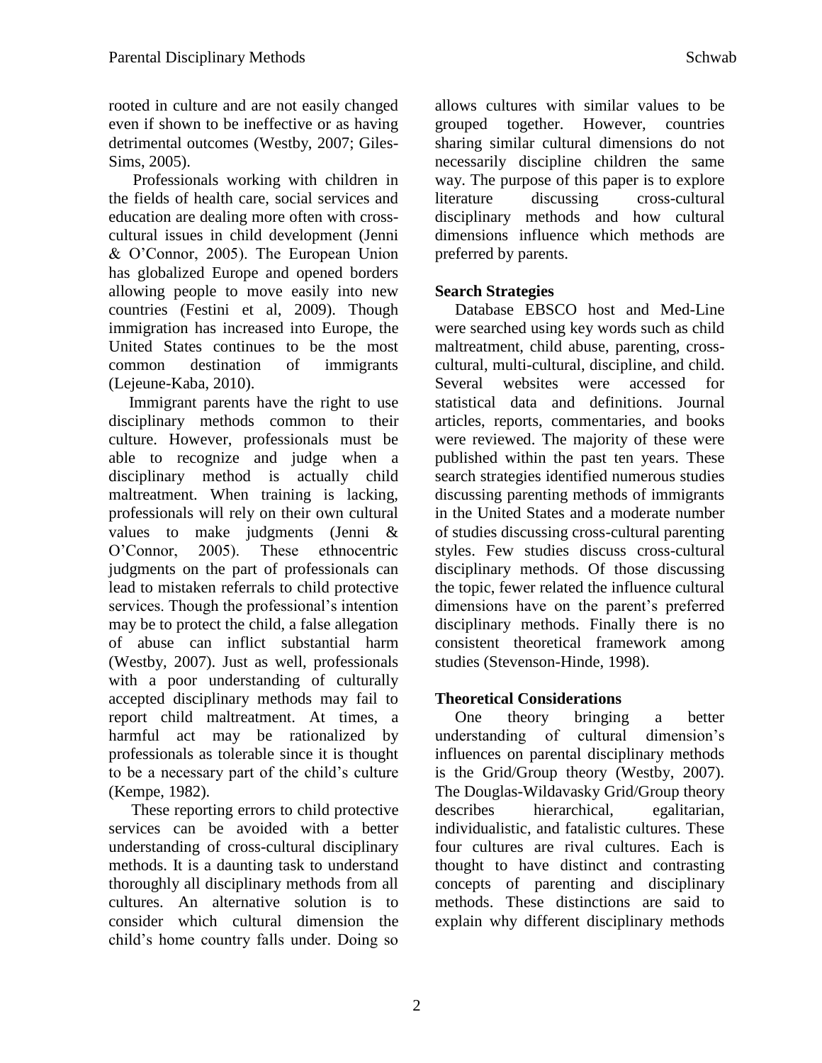rooted in culture and are not easily changed even if shown to be ineffective or as having detrimental outcomes (Westby, 2007; Giles-Sims, 2005).

Professionals working with children in the fields of health care, social services and education are dealing more often with cross-cultural issues in child development (Jenni & O'Connor, 2005). The European Union has globalized Europe and opened borders allowing people to move easily into new countries (Festini et al, 2009). Though immigration has increased into Europe, the United States continues to be the most common destination of immigrants (Lejeune-Kaba, 2010).

Immigrant parents have the right to use disciplinary methods common to their culture. However, professionals must be able to recognize and judge when a disciplinary method is actually child maltreatment. When training is lacking, professionals will rely on their own cultural values to make judgments (Jenni & O'Connor, 2005). These ethnocentric judgments on the part of professionals can lead to mistaken referrals to child protective services. Though the professional's intention may be to protect the child, a false allegation of abuse can inflict substantial harm (Westby, 2007). Just as well, professionals with a poor understanding of culturally accepted disciplinary methods may fail to report child maltreatment. At times, a harmful act may be rationalized by professionals as tolerable since it is thought to be a necessary part of the child's culture (Kempe, 1982).

These reporting errors to child protective services can be avoided with a better understanding of cross-cultural disciplinary methods. It is a daunting task to understand thoroughly all disciplinary methods from all cultures. An alternative solution is to consider which cultural dimension the child's home country falls under. Doing so allows cultures with similar values to be grouped together. However, countries sharing similar cultural dimensions do not necessarily discipline children the same way. The purpose of this paper is to explore literature discussing cross-cultural disciplinary methods and how cultural dimensions influence which methods are preferred by parents.

**Search Strategies**

Database EBSCO host and Med-Line were searched using key words such as child maltreatment, child abuse, parenting, cross-cultural, multi-cultural, discipline, and child. Several websites were accessed for statistical data and definitions. Journal articles, reports, commentaries, and books were reviewed. The majority of these were published within the past ten years. These search strategies identified numerous studies discussing parenting methods of immigrants in the United States and a moderate number of studies discussing cross-cultural parenting styles. Few studies discuss cross-cultural disciplinary methods. Of those discussing the topic, fewer related the influence cultural dimensions have on the parent's preferred disciplinary methods. Finally there is no consistent theoretical framework among studies (Stevenson-Hinde, 1998).

**Theoretical Considerations**

One theory bringing a better understanding of cultural dimension's influences on parental disciplinary methods is the Grid/Group theory (Westby, 2007). The Douglas-Wildavasky Grid/Group theory describes hierarchical, egalitarian, individualistic, and fatalistic cultures. These four cultures are rival cultures. Each is thought to have distinct and contrasting concepts of parenting and disciplinary methods. These distinctions are said to explain why different disciplinary methods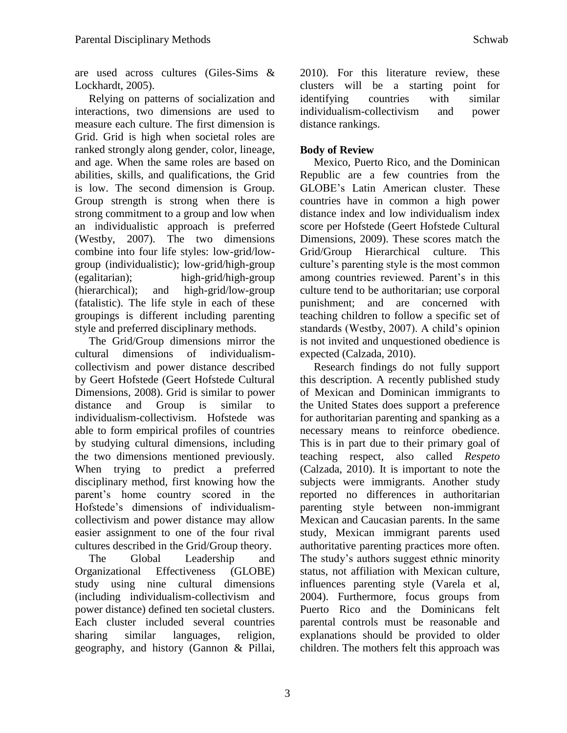are used across cultures (Giles-Sims & Lockhardt, 2005).

Relying on patterns of socialization and interactions, two dimensions are used to measure each culture. The first dimension is Grid. Grid is high when societal roles are ranked strongly along gender, color, lineage, and age. When the same roles are based on abilities, skills, and qualifications, the Grid is low. The second dimension is Group. Group strength is strong when there is strong commitment to a group and low when an individualistic approach is preferred (Westby, 2007). The two dimensions combine into four life styles: low-grid/low-group (individualistic); low-grid/high-group (egalitarian); high-grid/high-group (hierarchical); and high-grid/low-group (fatalistic). The life style in each of these groupings is different including parenting style and preferred disciplinary methods.

The Grid/Group dimensions mirror the cultural dimensions of individualism-collectivism and power distance described by Geert Hofstede (Geert Hofstede Cultural Dimensions, 2008). Grid is similar to power distance and Group is similar to individualism-collectivism. Hofstede was able to form empirical profiles of countries by studying cultural dimensions, including the two dimensions mentioned previously. When trying to predict a preferred disciplinary method, first knowing how the parent's home country scored in the Hofstede's dimensions of individualism-collectivism and power distance may allow easier assignment to one of the four rival cultures described in the Grid/Group theory.

The Global Leadership and Organizational Effectiveness (GLOBE) study using nine cultural dimensions (including individualism-collectivism and power distance) defined ten societal clusters. Each cluster included several countries sharing similar languages, religion, geography, and history (Gannon & Pillai, 2010). For this literature review, these clusters will be a starting point for identifying countries with similar individualism-collectivism and power distance rankings.

**Body of Review**

Mexico, Puerto Rico, and the Dominican Republic are a few countries from the GLOBE's Latin American cluster. These countries have in common a high power distance index and low individualism index score per Hofstede (Geert Hofstede Cultural Dimensions, 2009). These scores match the Grid/Group Hierarchical culture. This culture's parenting style is the most common among countries reviewed. Parent's in this culture tend to be authoritarian; use corporal punishment; and are concerned with teaching children to follow a specific set of standards (Westby, 2007). A child's opinion is not invited and unquestioned obedience is expected (Calzada, 2010).

Research findings do not fully support this description. A recently published study of Mexican and Dominican immigrants to the United States does support a preference for authoritarian parenting and spanking as a necessary means to reinforce obedience. This is in part due to their primary goal of teaching respect, also called *Respeto* (Calzada, 2010). It is important to note the subjects were immigrants. Another study reported no differences in authoritarian parenting style between non-immigrant Mexican and Caucasian parents. In the same study, Mexican immigrant parents used authoritative parenting practices more often. The study's authors suggest ethnic minority status, not affiliation with Mexican culture, influences parenting style (Varela et al, 2004). Furthermore, focus groups from Puerto Rico and the Dominicans felt parental controls must be reasonable and explanations should be provided to older children. The mothers felt this approach was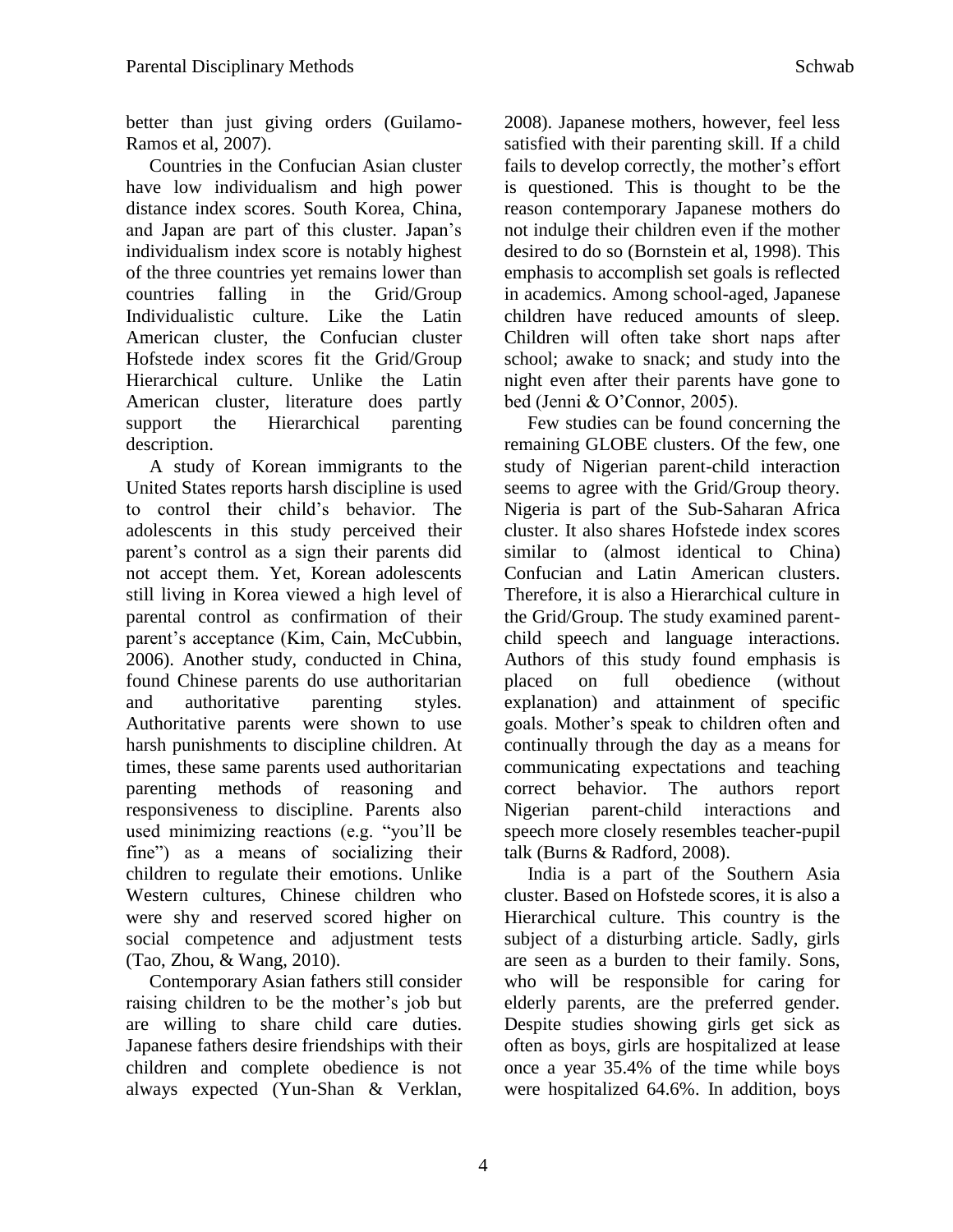better than just giving orders (Guilamo-Ramos et al, 2007).

Countries in the Confucian Asian cluster have low individualism and high power distance index scores. South Korea, China, and Japan are part of this cluster. Japan's individualism index score is notably highest of the three countries yet remains lower than countries falling in the Grid/Group Individualistic culture. Like the Latin American cluster, the Confucian cluster Hofstede index scores fit the Grid/Group Hierarchical culture. Unlike the Latin American cluster, literature does partly support the Hierarchical parenting description.

A study of Korean immigrants to the United States reports harsh discipline is used to control their child's behavior. The adolescents in this study perceived their parent's control as a sign their parents did not accept them. Yet, Korean adolescents still living in Korea viewed a high level of parental control as confirmation of their parent's acceptance (Kim, Cain, McCubbin, 2006). Another study, conducted in China, found Chinese parents do use authoritarian and authoritative parenting styles. Authoritative parents were shown to use harsh punishments to discipline children. At times, these same parents used authoritarian parenting methods of reasoning and responsiveness to discipline. Parents also used minimizing reactions (e.g. "you'll be fine") as a means of socializing their children to regulate their emotions. Unlike Western cultures, Chinese children who were shy and reserved scored higher on social competence and adjustment tests (Tao, Zhou, & Wang, 2010).

Contemporary Asian fathers still consider raising children to be the mother's job but are willing to share child care duties. Japanese fathers desire friendships with their children and complete obedience is not always expected (Yun-Shan & Verklan, 2008). Japanese mothers, however, feel less satisfied with their parenting skill. If a child fails to develop correctly, the mother's effort is questioned. This is thought to be the reason contemporary Japanese mothers do not indulge their children even if the mother desired to do so (Bornstein et al, 1998). This emphasis to accomplish set goals is reflected in academics. Among school-aged, Japanese children have reduced amounts of sleep. Children will often take short naps after school; awake to snack; and study into the night even after their parents have gone to bed (Jenni & O'Connor, 2005).

Few studies can be found concerning the remaining GLOBE clusters. Of the few, one study of Nigerian parent-child interaction seems to agree with the Grid/Group theory. Nigeria is part of the Sub-Saharan Africa cluster. It also shares Hofstede index scores similar to (almost identical to China) Confucian and Latin American clusters. Therefore, it is also a Hierarchical culture in the Grid/Group. The study examined parent-child speech and language interactions. Authors of this study found emphasis is placed on full obedience (without explanation) and attainment of specific goals. Mother's speak to children often and continually through the day as a means for communicating expectations and teaching correct behavior. The authors report Nigerian parent-child interactions and speech more closely resembles teacher-pupil talk (Burns & Radford, 2008).

India is a part of the Southern Asia cluster. Based on Hofstede scores, it is also a Hierarchical culture. This country is the subject of a disturbing article. Sadly, girls are seen as a burden to their family. Sons, who will be responsible for caring for elderly parents, are the preferred gender. Despite studies showing girls get sick as often as boys, girls are hospitalized at lease once a year 35.4% of the time while boys were hospitalized 64.6%. In addition, boys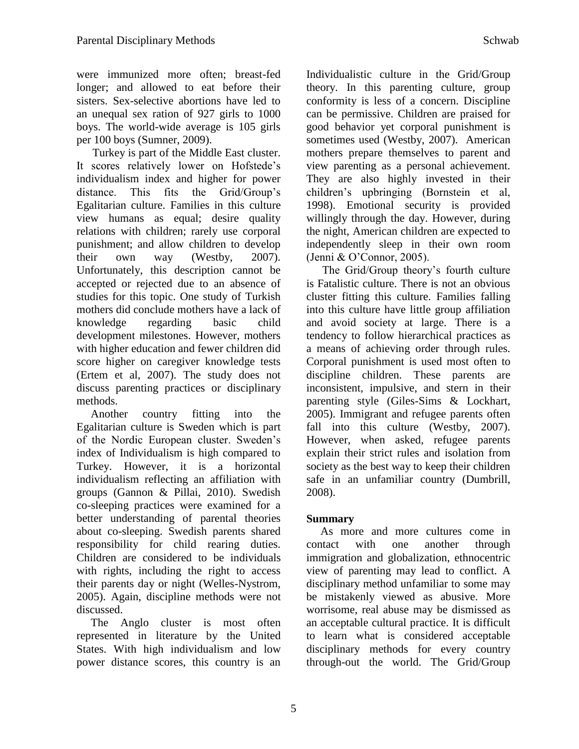were immunized more often; breast-fed longer; and allowed to eat before their sisters. Sex-selective abortions have led to an unequal sex ration of 927 girls to 1000 boys. The world-wide average is 105 girls per 100 boys (Sumner, 2009).

Turkey is part of the Middle East cluster. It scores relatively lower on Hofstede's individualism index and higher for power distance. This fits the Grid/Group's Egalitarian culture. Families in this culture view humans as equal; desire quality relations with children; rarely use corporal punishment; and allow children to develop their own way (Westby, 2007). Unfortunately, this description cannot be accepted or rejected due to an absence of studies for this topic. One study of Turkish mothers did conclude mothers have a lack of knowledge regarding basic child development milestones. However, mothers with higher education and fewer children did score higher on caregiver knowledge tests (Ertem et al, 2007). The study does not discuss parenting practices or disciplinary methods.

Another country fitting into the Egalitarian culture is Sweden which is part of the Nordic European cluster. Sweden's index of Individualism is high compared to Turkey. However, it is a horizontal individualism reflecting an affiliation with groups (Gannon & Pillai, 2010). Swedish co-sleeping practices were examined for a better understanding of parental theories about co-sleeping. Swedish parents shared responsibility for child rearing duties. Children are considered to be individuals with rights, including the right to access their parents day or night (Welles-Nystrom, 2005). Again, discipline methods were not discussed.

The Anglo cluster is most often represented in literature by the United States. With high individualism and low power distance scores, this country is an Individualistic culture in the Grid/Group theory. In this parenting culture, group conformity is less of a concern. Discipline can be permissive. Children are praised for good behavior yet corporal punishment is sometimes used (Westby, 2007). American mothers prepare themselves to parent and view parenting as a personal achievement. They are also highly invested in their children's upbringing (Bornstein et al, 1998). Emotional security is provided willingly through the day. However, during the night, American children are expected to independently sleep in their own room (Jenni & O'Connor, 2005).

The Grid/Group theory's fourth culture is Fatalistic culture. There is not an obvious cluster fitting this culture. Families falling into this culture have little group affiliation and avoid society at large. There is a tendency to follow hierarchical practices as a means of achieving order through rules. Corporal punishment is used most often to discipline children. These parents are inconsistent, impulsive, and stern in their parenting style (Giles-Sims & Lockhart, 2005). Immigrant and refugee parents often fall into this culture (Westby, 2007). However, when asked, refugee parents explain their strict rules and isolation from society as the best way to keep their children safe in an unfamiliar country (Dumbrill, 2008).

## Summary

As more and more cultures come in contact with one another through immigration and globalization, ethnocentric view of parenting may lead to conflict. A disciplinary method unfamiliar to some may be mistakenly viewed as abusive. More worrisome, real abuse may be dismissed as an acceptable cultural practice. It is difficult to learn what is considered acceptable disciplinary methods for every country through-out the world. The Grid/Group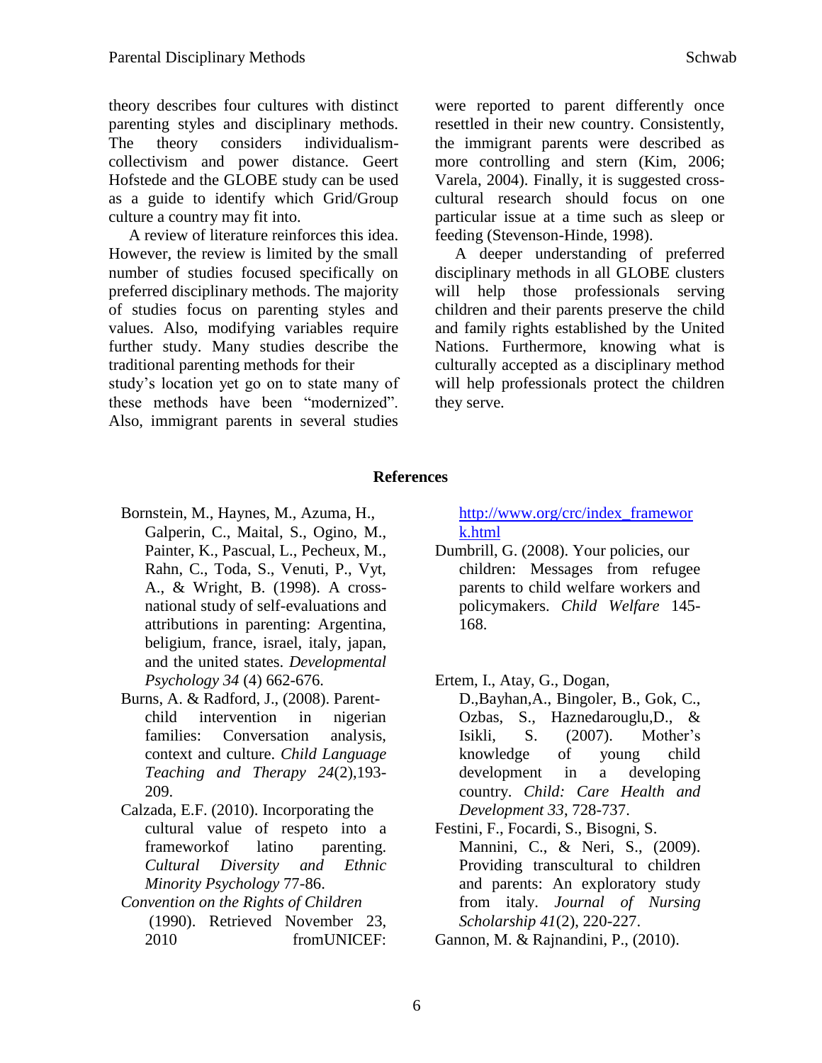theory describes four cultures with distinct parenting styles and disciplinary methods. The theory considers individualism-collectivism and power distance. Geert Hofstede and the GLOBE study can be used as a guide to identify which Grid/Group culture a country may fit into.

A review of literature reinforces this idea. However, the review is limited by the small number of studies focused specifically on preferred disciplinary methods. The majority of studies focus on parenting styles and values. Also, modifying variables require further study. Many studies describe the traditional parenting methods for their study's location yet go on to state many of these methods have been "modernized". Also, immigrant parents in several studies were reported to parent differently once resettled in their new country. Consistently, the immigrant parents were described as more controlling and stern (Kim, 2006; Varela, 2004). Finally, it is suggested cross-cultural research should focus on one particular issue at a time such as sleep or feeding (Stevenson-Hinde, 1998).

A deeper understanding of preferred disciplinary methods in all GLOBE clusters will help those professionals serving children and their parents preserve the child and family rights established by the United Nations. Furthermore, knowing what is culturally accepted as a disciplinary method will help professionals protect the children they serve.

## References

Bornstein, M., Haynes, M., Azuma, H., Galperin, C., Maital, S., Ogino, M., Painter, K., Pascual, L., Pecheux, M., Rahn, C., Toda, S., Venuti, P., Vyt, A., & Wright, B. (1998). A cross-national study of self-evaluations and attributions in parenting: Argentina, beligium, france, israel, italy, japan, and the united states. *Developmental Psychology 34* (4) 662-676.

Burns, A. & Radford, J., (2008). Parent-child intervention in nigerian families: Conversation analysis, context and culture. *Child Language Teaching and Therapy 24*(2),193-209.

Calzada, E.F. (2010). Incorporating the cultural value of respeto into a frameworkof latino parenting. *Cultural Diversity and Ethnic Minority Psychology* 77-86.

*Convention on the Rights of Children* (1990). Retrieved November 23, 2010 fromUNICEF: http://www.org/crc/index_framework.html

Dumbrill, G. (2008). Your policies, our children: Messages from refugee parents to child welfare workers and policymakers. *Child Welfare* 145-168.

Ertem, I., Atay, G., Dogan, D.,Bayhan,A., Bingoler, B., Gok, C., Ozbas, S., Haznedarouglu,D., & Isikli, S. (2007). Mother's knowledge of young child development in a developing country. *Child: Care Health and Development 33*, 728-737.

Festini, F., Focardi, S., Bisogni, S. Mannini, C., & Neri, S., (2009). Providing transcultural to children and parents: An exploratory study from italy. *Journal of Nursing Scholarship 41*(2), 220-227.

Gannon, M. & Rajnandini, P., (2010).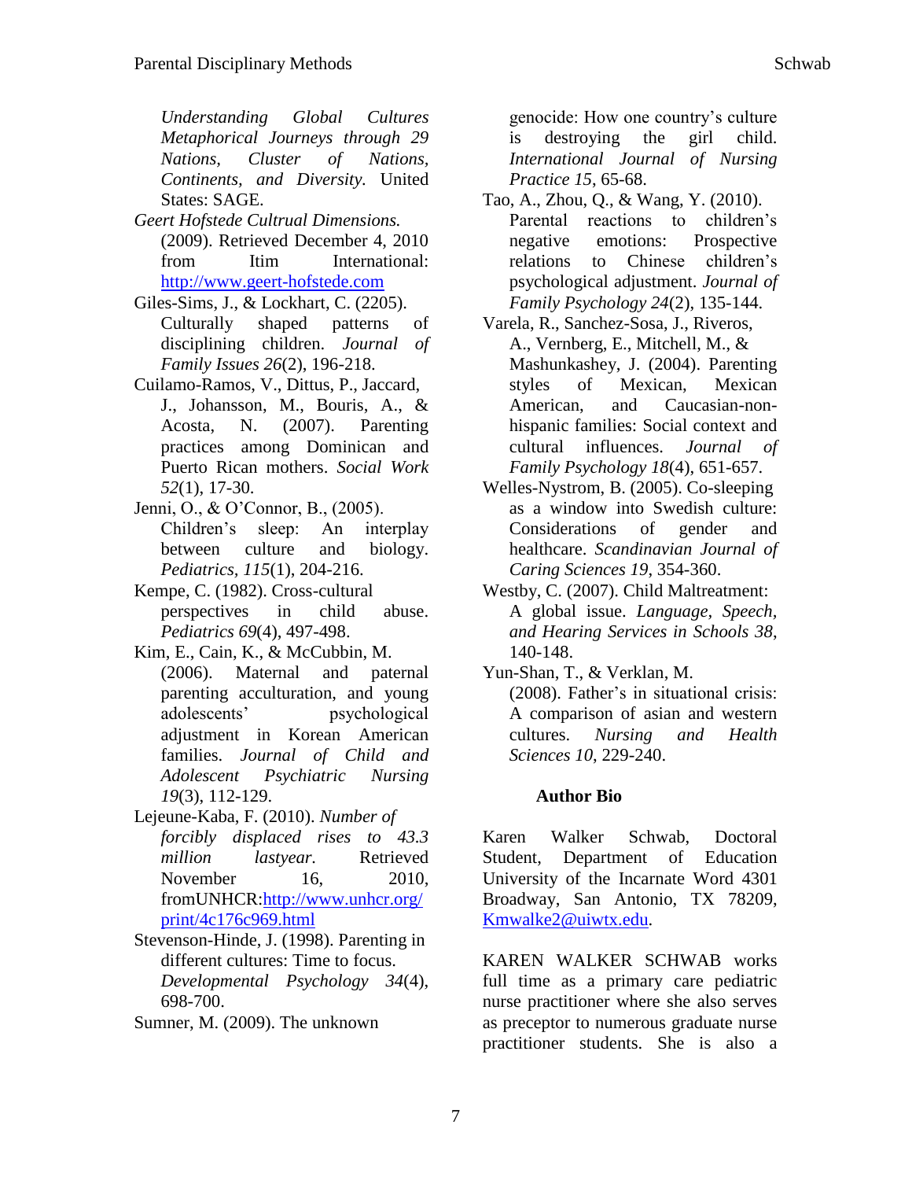*Understanding Global Cultures Metaphorical Journeys through 29 Nations, Cluster of Nations, Continents, and Diversity.* United States: SAGE.

*Geert Hofstede Cultrual Dimensions.* (2009). Retrieved December 4, 2010 from Itim International: http://www.geert-hofstede.com

Giles-Sims, J., & Lockhart, C. (2205). Culturally shaped patterns of disciplining children. *Journal of Family Issues 26*(2), 196-218.

Cuilamo-Ramos, V., Dittus, P., Jaccard, J., Johansson, M., Bouris, A., & Acosta, N. (2007). Parenting practices among Dominican and Puerto Rican mothers. *Social Work 52*(1), 17-30.

Jenni, O., & O'Connor, B., (2005). Children's sleep: An interplay between culture and biology. *Pediatrics, 115*(1), 204-216.

Kempe, C. (1982). Cross-cultural perspectives in child abuse. *Pediatrics 69*(4), 497-498.

Kim, E., Cain, K., & McCubbin, M. (2006). Maternal and paternal parenting acculturation, and young adolescents' psychological adjustment in Korean American families. *Journal of Child and Adolescent Psychiatric Nursing 19*(3), 112-129.

Lejeune-Kaba, F. (2010). *Number of forcibly displaced rises to 43.3 million lastyear.* Retrieved November 16, 2010, fromUNHCR:http://www.unhcr.org/print/4c176c969.html

Stevenson-Hinde, J. (1998). Parenting in different cultures: Time to focus. *Developmental Psychology 34*(4), 698-700.

Sumner, M. (2009). The unknown genocide: How one country's culture is destroying the girl child. *International Journal of Nursing Practice 15*, 65-68.

Tao, A., Zhou, Q., & Wang, Y. (2010). Parental reactions to children's negative emotions: Prospective relations to Chinese children's psychological adjustment. *Journal of Family Psychology 24*(2), 135-144.

Varela, R., Sanchez-Sosa, J., Riveros, A., Vernberg, E., Mitchell, M., & Mashunkashey, J. (2004). Parenting styles of Mexican, Mexican American, and Caucasian-non-hispanic families: Social context and cultural influences. *Journal of Family Psychology 18*(4), 651-657.

Welles-Nystrom, B. (2005). Co-sleeping as a window into Swedish culture: Considerations of gender and healthcare. *Scandinavian Journal of Caring Sciences 19*, 354-360.

Westby, C. (2007). Child Maltreatment: A global issue. *Language, Speech, and Hearing Services in Schools 38*, 140-148.

Yun-Shan, T., & Verklan, M. (2008). Father's in situational crisis: A comparison of asian and western cultures. *Nursing and Health Sciences 10*, 229-240.

## Author Bio

Karen Walker Schwab, Doctoral Student, Department of Education University of the Incarnate Word 4301 Broadway, San Antonio, TX 78209, Kmwalke2@uiwtx.edu.

KAREN WALKER SCHWAB works full time as a primary care pediatric nurse practitioner where she also serves as preceptor to numerous graduate nurse practitioner students. She is also a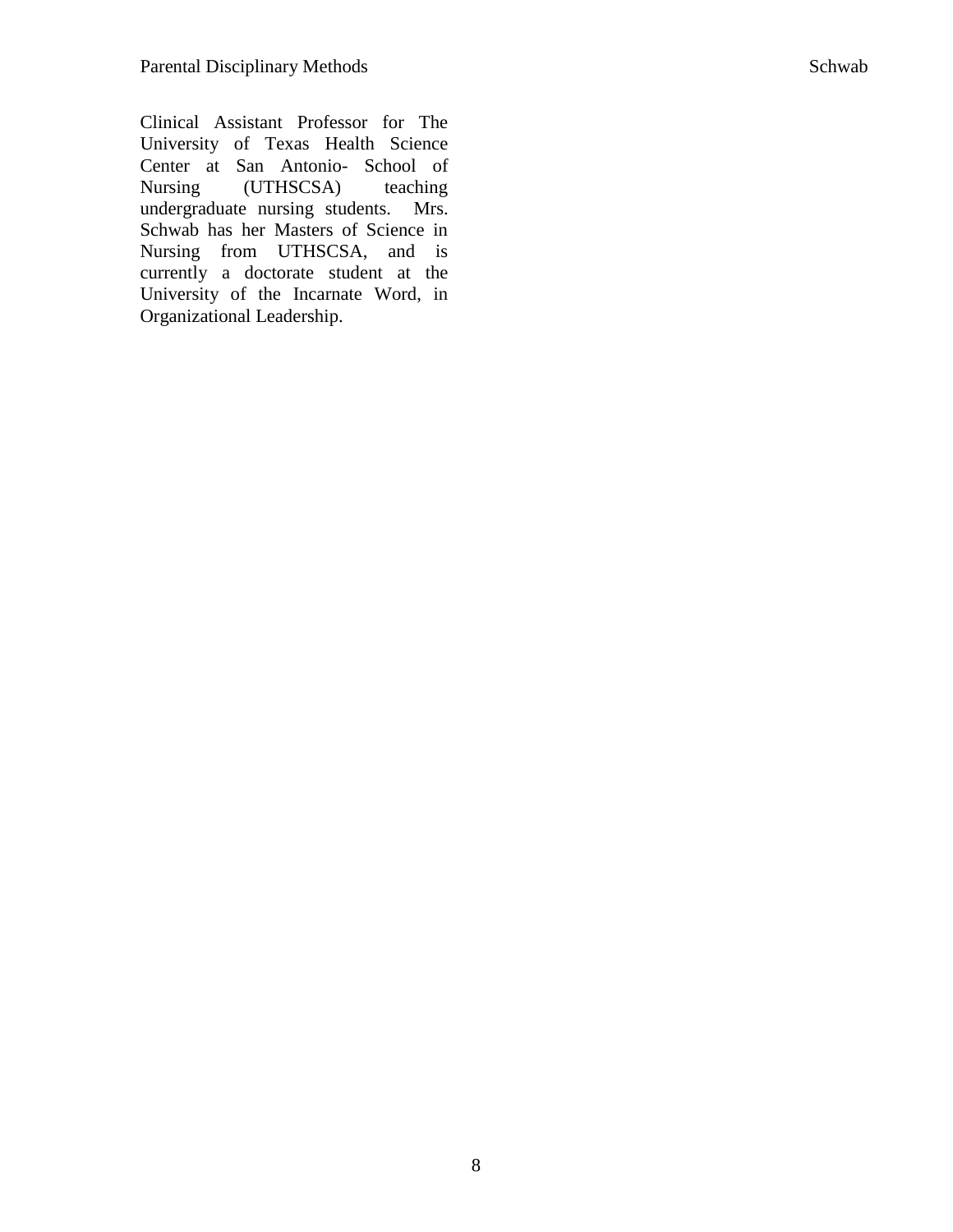Clinical Assistant Professor for The University of Texas Health Science Center at San Antonio- School of Nursing (UTHSCSA) teaching undergraduate nursing students. Mrs. Schwab has her Masters of Science in Nursing from UTHSCSA, and is currently a doctorate student at the University of the Incarnate Word, in Organizational Leadership.